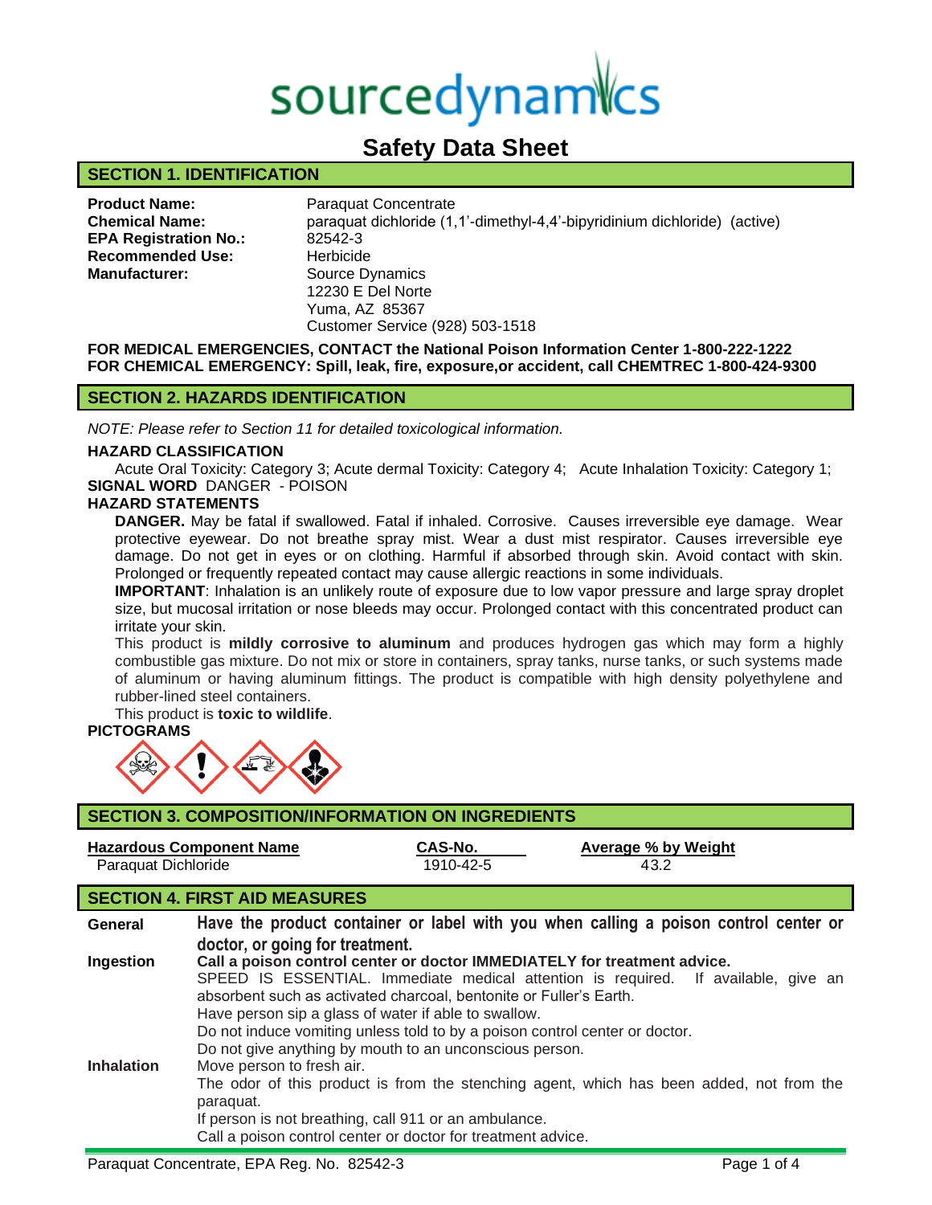sourcedynamics

# Safety Data Sheet

## SECTION 1. IDENTIFICATION

**Product Name:** Paraquat Concentrate
**Chemical Name:** paraquat dichloride (1,1'-dimethyl-4,4'-bipyridinium dichloride) (active)
**EPA Registration No.:** 82542-3
**Recommended Use:** Herbicide
**Manufacturer:** Source Dynamics
12230 E Del Norte
Yuma, AZ 85367
Customer Service (928) 503-1518

**FOR MEDICAL EMERGENCIES, CONTACT the National Poison Information Center 1-800-222-1222**
**FOR CHEMICAL EMERGENCY: Spill, leak, fire, exposure,or accident, call CHEMTREC 1-800-424-9300**

## SECTION 2. HAZARDS IDENTIFICATION

*NOTE: Please refer to Section 11 for detailed toxicological information.*

**HAZARD CLASSIFICATION**

Acute Oral Toxicity: Category 3; Acute dermal Toxicity: Category 4; Acute Inhalation Toxicity: Category 1;

**SIGNAL WORD** DANGER - POISON

**HAZARD STATEMENTS**

**DANGER.** May be fatal if swallowed. Fatal if inhaled. Corrosive. Causes irreversible eye damage. Wear protective eyewear. Do not breathe spray mist. Wear a dust mist respirator. Causes irreversible eye damage. Do not get in eyes or on clothing. Harmful if absorbed through skin. Avoid contact with skin. Prolonged or frequently repeated contact may cause allergic reactions in some individuals.

**IMPORTANT**: Inhalation is an unlikely route of exposure due to low vapor pressure and large spray droplet size, but mucosal irritation or nose bleeds may occur. Prolonged contact with this concentrated product can irritate your skin.

This product is **mildly corrosive to aluminum** and produces hydrogen gas which may form a highly combustible gas mixture. Do not mix or store in containers, spray tanks, nurse tanks, or such systems made of aluminum or having aluminum fittings. The product is compatible with high density polyethylene and rubber-lined steel containers.

This product is **toxic to wildlife**.

**PICTOGRAMS**

## SECTION 3. COMPOSITION/INFORMATION ON INGREDIENTS

| Hazardous Component Name | CAS-No. | Average % by Weight |
|---|---|---|
| Paraquat Dichloride | 1910-42-5 | 43.2 |

## SECTION 4. FIRST AID MEASURES

**General** — **Have the product container or label with you when calling a poison control center or doctor, or going for treatment.**

**Ingestion** — **Call a poison control center or doctor IMMEDIATELY for treatment advice.**
SPEED IS ESSENTIAL. Immediate medical attention is required. If available, give an absorbent such as activated charcoal, bentonite or Fuller's Earth.
Have person sip a glass of water if able to swallow.
Do not induce vomiting unless told to by a poison control center or doctor.
Do not give anything by mouth to an unconscious person.

**Inhalation** — Move person to fresh air.
The odor of this product is from the stenching agent, which has been added, not from the paraquat.
If person is not breathing, call 911 or an ambulance.
Call a poison control center or doctor for treatment advice.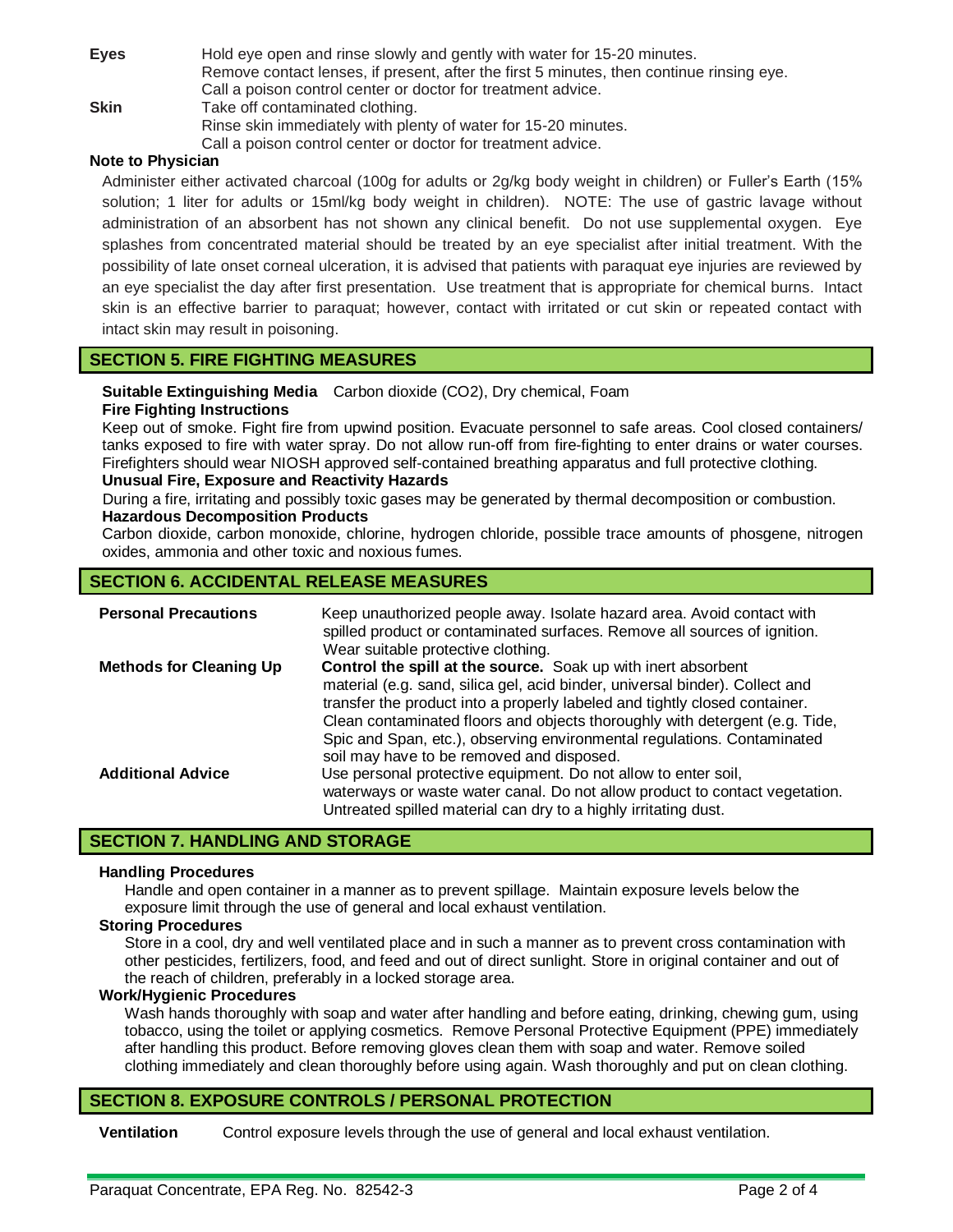**Eyes** Hold eye open and rinse slowly and gently with water for 15-20 minutes.
Remove contact lenses, if present, after the first 5 minutes, then continue rinsing eye.
Call a poison control center or doctor for treatment advice.

**Skin** Take off contaminated clothing.
Rinse skin immediately with plenty of water for 15-20 minutes.
Call a poison control center or doctor for treatment advice.

**Note to Physician**

Administer either activated charcoal (100g for adults or 2g/kg body weight in children) or Fuller's Earth (15% solution; 1 liter for adults or 15ml/kg body weight in children). NOTE: The use of gastric lavage without administration of an absorbent has not shown any clinical benefit. Do not use supplemental oxygen. Eye splashes from concentrated material should be treated by an eye specialist after initial treatment. With the possibility of late onset corneal ulceration, it is advised that patients with paraquat eye injuries are reviewed by an eye specialist the day after first presentation. Use treatment that is appropriate for chemical burns. Intact skin is an effective barrier to paraquat; however, contact with irritated or cut skin or repeated contact with intact skin may result in poisoning.

## SECTION 5. FIRE FIGHTING MEASURES

**Suitable Extinguishing Media** Carbon dioxide ($CO_2$), Dry chemical, Foam

**Fire Fighting Instructions**

Keep out of smoke. Fight fire from upwind position. Evacuate personnel to safe areas. Cool closed containers/ tanks exposed to fire with water spray. Do not allow run-off from fire-fighting to enter drains or water courses. Firefighters should wear NIOSH approved self-contained breathing apparatus and full protective clothing.

**Unusual Fire, Exposure and Reactivity Hazards**

During a fire, irritating and possibly toxic gases may be generated by thermal decomposition or combustion.

**Hazardous Decomposition Products**

Carbon dioxide, carbon monoxide, chlorine, hydrogen chloride, possible trace amounts of phosgene, nitrogen oxides, ammonia and other toxic and noxious fumes.

## SECTION 6. ACCIDENTAL RELEASE MEASURES

**Personal Precautions** Keep unauthorized people away. Isolate hazard area. Avoid contact with spilled product or contaminated surfaces. Remove all sources of ignition. Wear suitable protective clothing.

**Methods for Cleaning Up** **Control the spill at the source.** Soak up with inert absorbent material (e.g. sand, silica gel, acid binder, universal binder). Collect and transfer the product into a properly labeled and tightly closed container. Clean contaminated floors and objects thoroughly with detergent (e.g. Tide, Spic and Span, etc.), observing environmental regulations. Contaminated soil may have to be removed and disposed.

**Additional Advice** Use personal protective equipment. Do not allow to enter soil, waterways or waste water canal. Do not allow product to contact vegetation. Untreated spilled material can dry to a highly irritating dust.

## SECTION 7. HANDLING AND STORAGE

**Handling Procedures**

Handle and open container in a manner as to prevent spillage. Maintain exposure levels below the exposure limit through the use of general and local exhaust ventilation.

**Storing Procedures**

Store in a cool, dry and well ventilated place and in such a manner as to prevent cross contamination with other pesticides, fertilizers, food, and feed and out of direct sunlight. Store in original container and out of the reach of children, preferably in a locked storage area.

**Work/Hygienic Procedures**

Wash hands thoroughly with soap and water after handling and before eating, drinking, chewing gum, using tobacco, using the toilet or applying cosmetics. Remove Personal Protective Equipment (PPE) immediately after handling this product. Before removing gloves clean them with soap and water. Remove soiled clothing immediately and clean thoroughly before using again. Wash thoroughly and put on clean clothing.

## SECTION 8. EXPOSURE CONTROLS / PERSONAL PROTECTION

**Ventilation** Control exposure levels through the use of general and local exhaust ventilation.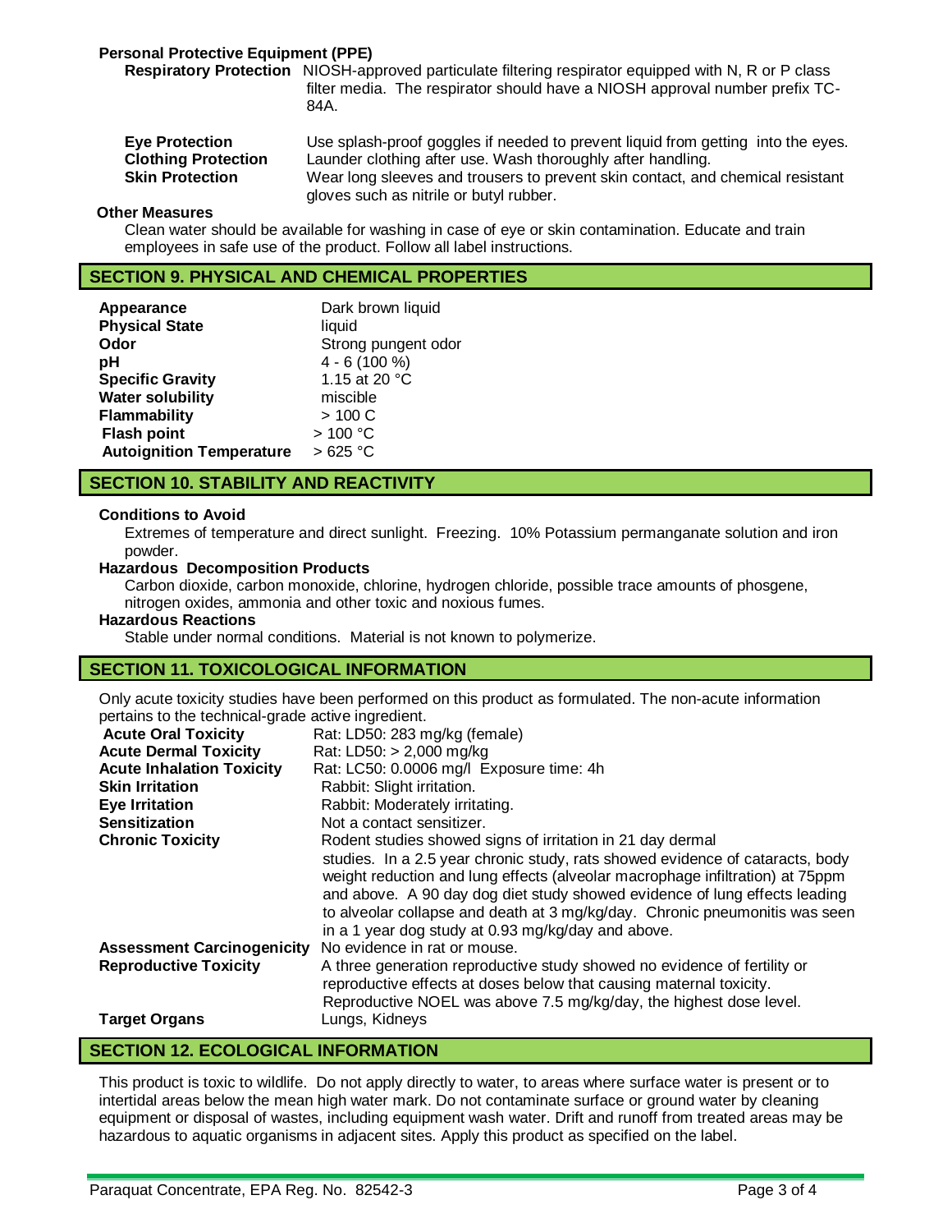**Personal Protective Equipment (PPE)**

**Respiratory Protection** NIOSH-approved particulate filtering respirator equipped with N, R or P class filter media. The respirator should have a NIOSH approval number prefix TC-84A.

**Eye Protection** Use splash-proof goggles if needed to prevent liquid from getting into the eyes.

**Clothing Protection** Launder clothing after use. Wash thoroughly after handling.

**Skin Protection** Wear long sleeves and trousers to prevent skin contact, and chemical resistant gloves such as nitrile or butyl rubber.

**Other Measures**

Clean water should be available for washing in case of eye or skin contamination. Educate and train employees in safe use of the product. Follow all label instructions.

## SECTION 9. PHYSICAL AND CHEMICAL PROPERTIES

| | |
|---|---|
| **Appearance** | Dark brown liquid |
| **Physical State** | liquid |
| **Odor** | Strong pungent odor |
| **pH** | 4 - 6 (100 %) |
| **Specific Gravity** | 1.15 at 20 °C |
| **Water solubility** | miscible |
| **Flammability** | > 100 C |
| **Flash point** | > 100 °C |
| **Autoignition Temperature** | > 625 °C |

## SECTION 10. STABILITY AND REACTIVITY

**Conditions to Avoid**

Extremes of temperature and direct sunlight. Freezing. 10% Potassium permanganate solution and iron powder.

**Hazardous Decomposition Products**

Carbon dioxide, carbon monoxide, chlorine, hydrogen chloride, possible trace amounts of phosgene, nitrogen oxides, ammonia and other toxic and noxious fumes.

**Hazardous Reactions**

Stable under normal conditions. Material is not known to polymerize.

## SECTION 11. TOXICOLOGICAL INFORMATION

Only acute toxicity studies have been performed on this product as formulated. The non-acute information pertains to the technical-grade active ingredient.

| | |
|---|---|
| **Acute Oral Toxicity** | Rat: LD50: 283 mg/kg (female) |
| **Acute Dermal Toxicity** | Rat: LD50: > 2,000 mg/kg |
| **Acute Inhalation Toxicity** | Rat: LC50: 0.0006 mg/l Exposure time: 4h |
| **Skin Irritation** | Rabbit: Slight irritation. |
| **Eye Irritation** | Rabbit: Moderately irritating. |
| **Sensitization** | Not a contact sensitizer. |
| **Chronic Toxicity** | Rodent studies showed signs of irritation in 21 day dermal studies. In a 2.5 year chronic study, rats showed evidence of cataracts, body weight reduction and lung effects (alveolar macrophage infiltration) at 75ppm and above. A 90 day dog diet study showed evidence of lung effects leading to alveolar collapse and death at 3 mg/kg/day. Chronic pneumonitis was seen in a 1 year dog study at 0.93 mg/kg/day and above. |
| **Assessment Carcinogenicity** | No evidence in rat or mouse. |
| **Reproductive Toxicity** | A three generation reproductive study showed no evidence of fertility or reproductive effects at doses below that causing maternal toxicity. Reproductive NOEL was above 7.5 mg/kg/day, the highest dose level. |
| **Target Organs** | Lungs, Kidneys |

## SECTION 12. ECOLOGICAL INFORMATION

This product is toxic to wildlife. Do not apply directly to water, to areas where surface water is present or to intertidal areas below the mean high water mark. Do not contaminate surface or ground water by cleaning equipment or disposal of wastes, including equipment wash water. Drift and runoff from treated areas may be hazardous to aquatic organisms in adjacent sites. Apply this product as specified on the label.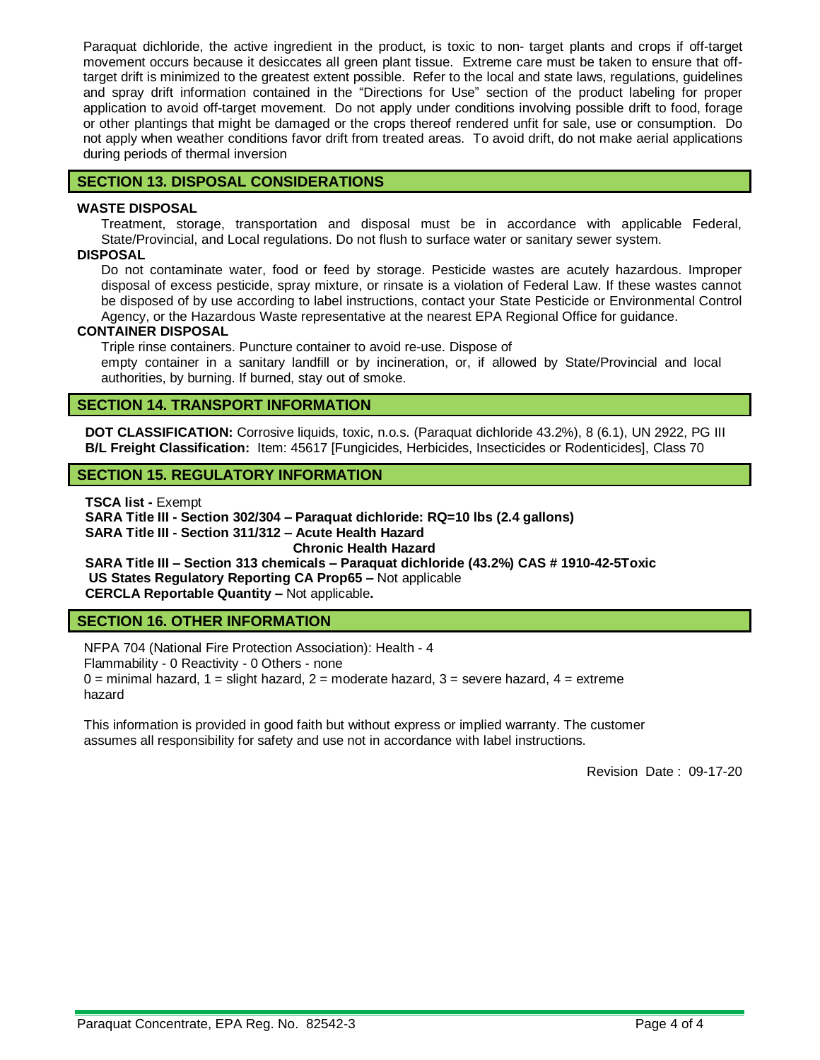Paraquat dichloride, the active ingredient in the product, is toxic to non- target plants and crops if off-target movement occurs because it desiccates all green plant tissue. Extreme care must be taken to ensure that off-target drift is minimized to the greatest extent possible. Refer to the local and state laws, regulations, guidelines and spray drift information contained in the "Directions for Use" section of the product labeling for proper application to avoid off-target movement. Do not apply under conditions involving possible drift to food, forage or other plantings that might be damaged or the crops thereof rendered unfit for sale, use or consumption. Do not apply when weather conditions favor drift from treated areas. To avoid drift, do not make aerial applications during periods of thermal inversion

## SECTION 13. DISPOSAL CONSIDERATIONS

**WASTE DISPOSAL**

Treatment, storage, transportation and disposal must be in accordance with applicable Federal, State/Provincial, and Local regulations. Do not flush to surface water or sanitary sewer system.

**DISPOSAL**

Do not contaminate water, food or feed by storage. Pesticide wastes are acutely hazardous. Improper disposal of excess pesticide, spray mixture, or rinsate is a violation of Federal Law. If these wastes cannot be disposed of by use according to label instructions, contact your State Pesticide or Environmental Control Agency, or the Hazardous Waste representative at the nearest EPA Regional Office for guidance.

**CONTAINER DISPOSAL**

Triple rinse containers. Puncture container to avoid re-use. Dispose of empty container in a sanitary landfill or by incineration, or, if allowed by State/Provincial and local authorities, by burning. If burned, stay out of smoke.

## SECTION 14. TRANSPORT INFORMATION

**DOT CLASSIFICATION:** Corrosive liquids, toxic, n.o.s. (Paraquat dichloride 43.2%), 8 (6.1), UN 2922, PG III
**B/L Freight Classification:** Item: 45617 [Fungicides, Herbicides, Insecticides or Rodenticides], Class 70

## SECTION 15. REGULATORY INFORMATION

**TSCA list -** Exempt
**SARA Title III - Section 302/304 – Paraquat dichloride: RQ=10 lbs (2.4 gallons)**
**SARA Title III - Section 311/312 – Acute Health Hazard**
**Chronic Health Hazard**
**SARA Title III – Section 313 chemicals – Paraquat dichloride (43.2%) CAS # 1910-42-5Toxic**
**US States Regulatory Reporting CA Prop65 –** Not applicable
**CERCLA Reportable Quantity –** Not applicable**.**

## SECTION 16. OTHER INFORMATION

NFPA 704 (National Fire Protection Association): Health - 4
Flammability - 0 Reactivity - 0 Others - none
0 = minimal hazard, 1 = slight hazard, 2 = moderate hazard, 3 = severe hazard, 4 = extreme hazard

This information is provided in good faith but without express or implied warranty. The customer assumes all responsibility for safety and use not in accordance with label instructions.

Revision Date : 09-17-20